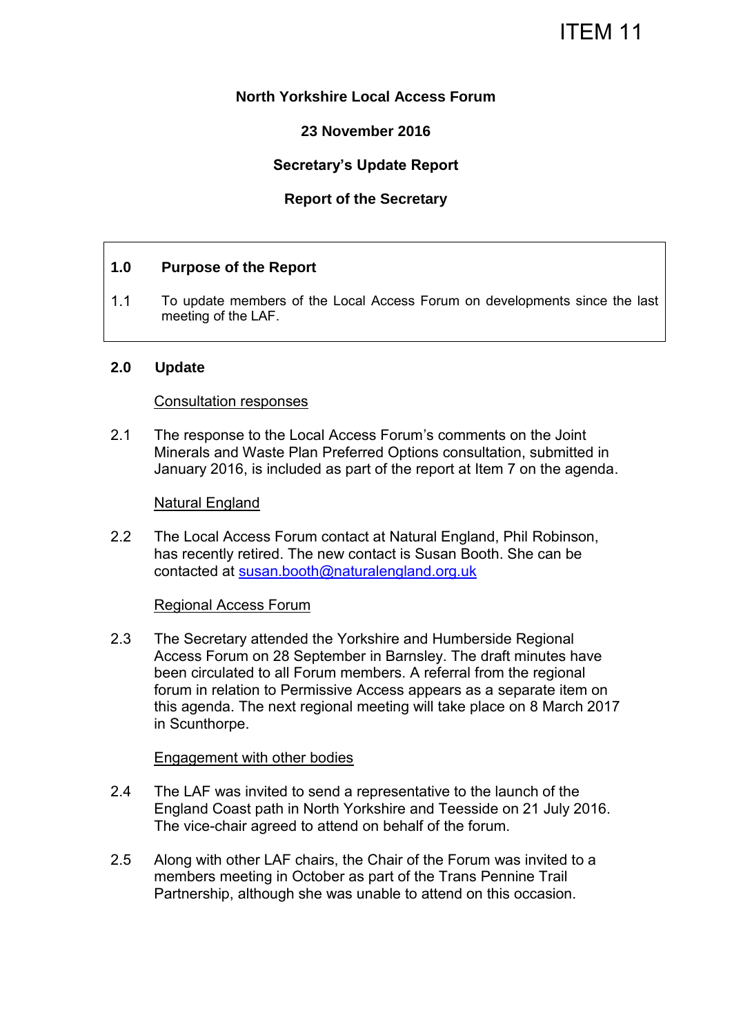ITEM 11

**North Yorkshire Local Access Forum**

**23 November 2016**

**Secretary's Update Report**

**Report of the Secretary**

## 1.0 Purpose of the Report

1.1 To update members of the Local Access Forum on developments since the last meeting of the LAF.

## 2.0 Update

<u>Consultation responses</u>

2.1 The response to the Local Access Forum's comments on the Joint Minerals and Waste Plan Preferred Options consultation, submitted in January 2016, is included as part of the report at Item 7 on the agenda.

<u>Natural England</u>

2.2 The Local Access Forum contact at Natural England, Phil Robinson, has recently retired. The new contact is Susan Booth. She can be contacted at susan.booth@naturalengland.org.uk

<u>Regional Access Forum</u>

2.3 The Secretary attended the Yorkshire and Humberside Regional Access Forum on 28 September in Barnsley. The draft minutes have been circulated to all Forum members. A referral from the regional forum in relation to Permissive Access appears as a separate item on this agenda. The next regional meeting will take place on 8 March 2017 in Scunthorpe.

<u>Engagement with other bodies</u>

2.4 The LAF was invited to send a representative to the launch of the England Coast path in North Yorkshire and Teesside on 21 July 2016. The vice-chair agreed to attend on behalf of the forum.

2.5 Along with other LAF chairs, the Chair of the Forum was invited to a members meeting in October as part of the Trans Pennine Trail Partnership, although she was unable to attend on this occasion.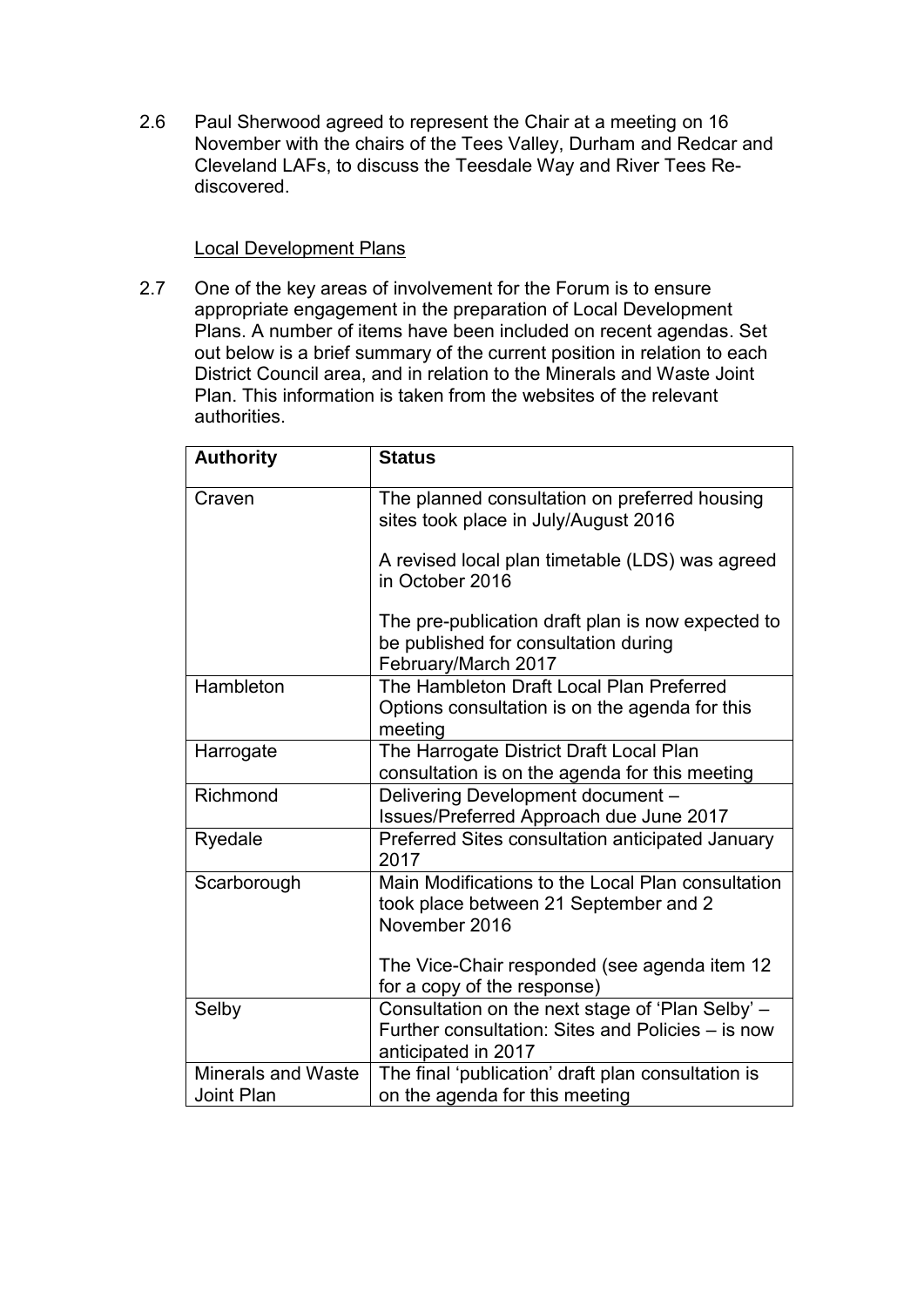2.6 Paul Sherwood agreed to represent the Chair at a meeting on 16 November with the chairs of the Tees Valley, Durham and Redcar and Cleveland LAFs, to discuss the Teesdale Way and River Tees Re-discovered.

Local Development Plans

2.7 One of the key areas of involvement for the Forum is to ensure appropriate engagement in the preparation of Local Development Plans. A number of items have been included on recent agendas. Set out below is a brief summary of the current position in relation to each District Council area, and in relation to the Minerals and Waste Joint Plan. This information is taken from the websites of the relevant authorities.

| Authority | Status |
|---|---|
| Craven | The planned consultation on preferred housing sites took place in July/August 2016<br><br>A revised local plan timetable (LDS) was agreed in October 2016<br><br>The pre-publication draft plan is now expected to be published for consultation during February/March 2017 |
| Hambleton | The Hambleton Draft Local Plan Preferred Options consultation is on the agenda for this meeting |
| Harrogate | The Harrogate District Draft Local Plan consultation is on the agenda for this meeting |
| Richmond | Delivering Development document – Issues/Preferred Approach due June 2017 |
| Ryedale | Preferred Sites consultation anticipated January 2017 |
| Scarborough | Main Modifications to the Local Plan consultation took place between 21 September and 2 November 2016<br><br>The Vice-Chair responded (see agenda item 12 for a copy of the response) |
| Selby | Consultation on the next stage of 'Plan Selby' – Further consultation: Sites and Policies – is now anticipated in 2017 |
| Minerals and Waste Joint Plan | The final 'publication' draft plan consultation is on the agenda for this meeting |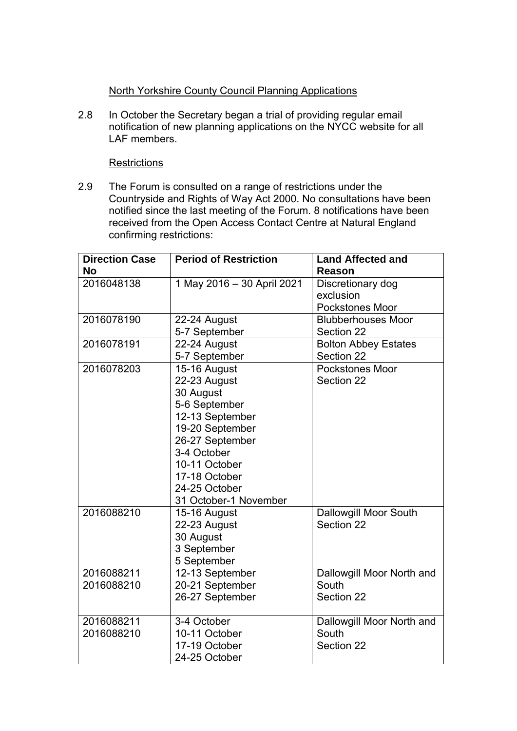North Yorkshire County Council Planning Applications

2.8 In October the Secretary began a trial of providing regular email notification of new planning applications on the NYCC website for all LAF members.

Restrictions

2.9 The Forum is consulted on a range of restrictions under the Countryside and Rights of Way Act 2000. No consultations have been notified since the last meeting of the Forum. 8 notifications have been received from the Open Access Contact Centre at Natural England confirming restrictions:

| Direction Case No | Period of Restriction | Land Affected and Reason |
|---|---|---|
| 2016048138 | 1 May 2016 – 30 April 2021 | Discretionary dog exclusion<br>Pockstones Moor |
| 2016078190 | 22-24 August<br>5-7 September | Blubberhouses Moor<br>Section 22 |
| 2016078191 | 22-24 August<br>5-7 September | Bolton Abbey Estates<br>Section 22 |
| 2016078203 | 15-16 August<br>22-23 August<br>30 August<br>5-6 September<br>12-13 September<br>19-20 September<br>26-27 September<br>3-4 October<br>10-11 October<br>17-18 October<br>24-25 October<br>31 October-1 November | Pockstones Moor<br>Section 22 |
| 2016088210 | 15-16 August<br>22-23 August<br>30 August<br>3 September<br>5 September | Dallowgill Moor South<br>Section 22 |
| 2016088211<br>2016088210 | 12-13 September<br>20-21 September<br>26-27 September | Dallowgill Moor North and South<br>Section 22 |
| 2016088211<br>2016088210 | 3-4 October<br>10-11 October<br>17-19 October<br>24-25 October | Dallowgill Moor North and South<br>Section 22 |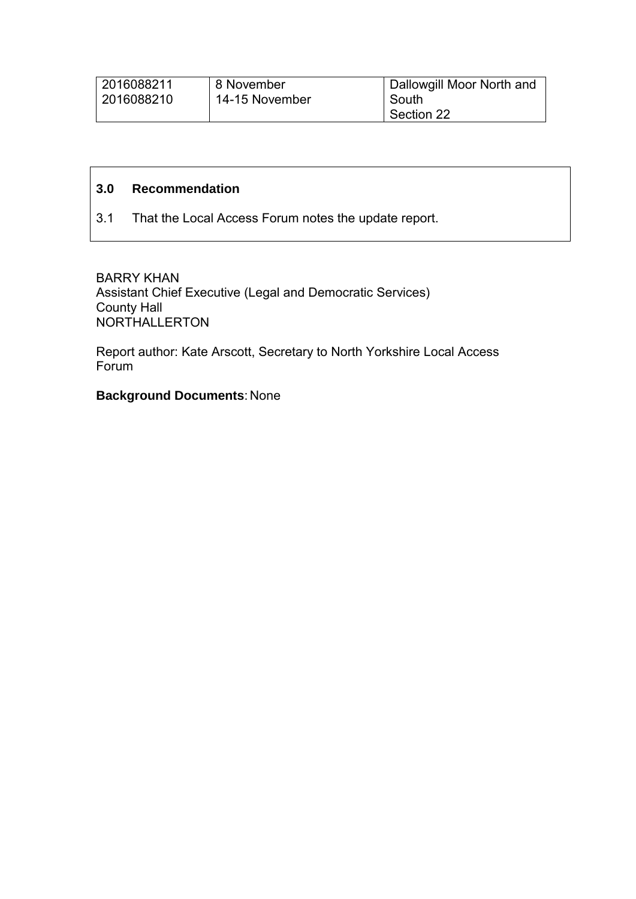| | | |
|---|---|---|
| 2016088211<br>2016088210 | 8 November<br>14-15 November | Dallowgill Moor North and South<br>Section 22 |

**3.0 Recommendation**

3.1 That the Local Access Forum notes the update report.

BARRY KHAN
Assistant Chief Executive (Legal and Democratic Services)
County Hall
NORTHALLERTON

Report author: Kate Arscott, Secretary to North Yorkshire Local Access Forum

**Background Documents**: None